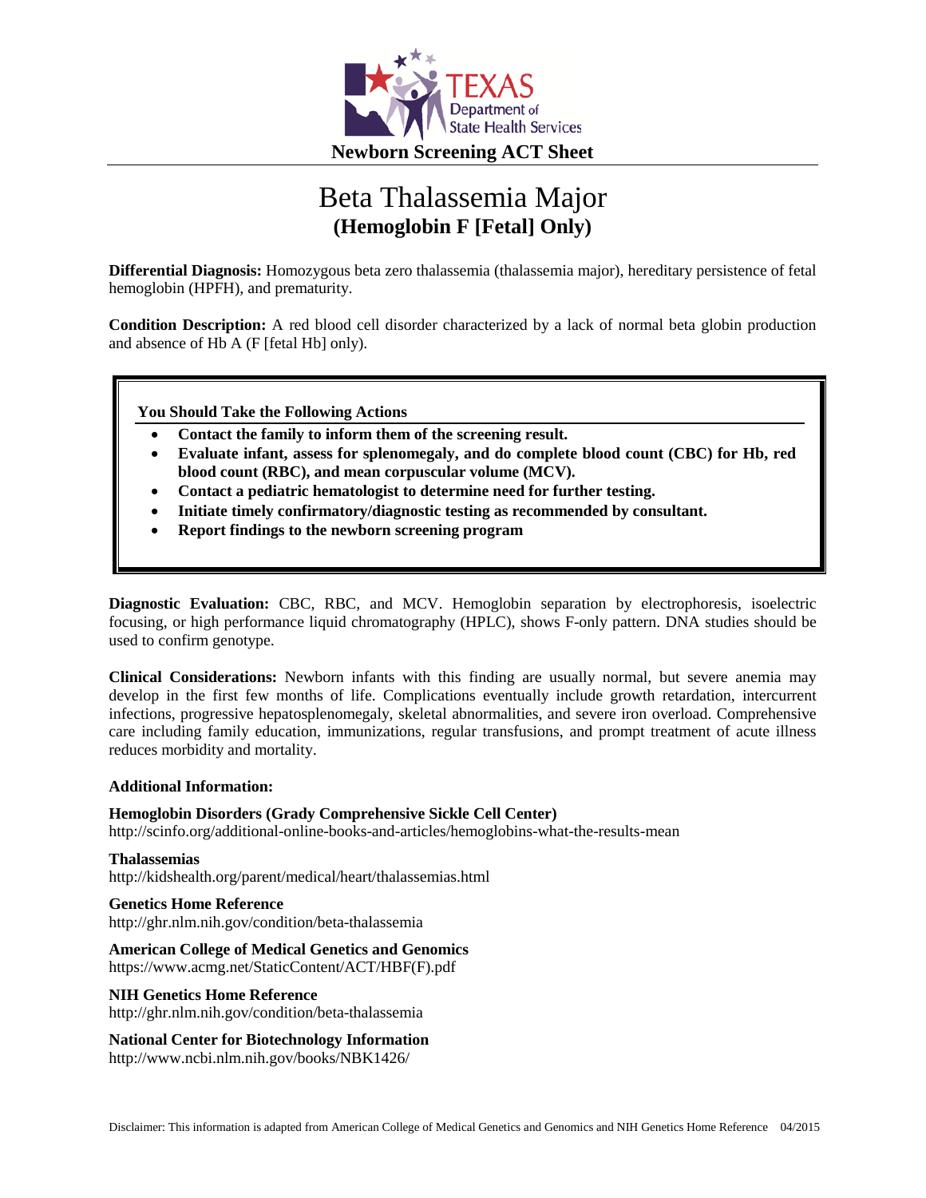Texas Department of State Health Services

**Newborn Screening ACT Sheet**

# Beta Thalassemia Major
## (Hemoglobin F [Fetal] Only)

**Differential Diagnosis:** Homozygous beta zero thalassemia (thalassemia major), hereditary persistence of fetal hemoglobin (HPFH), and prematurity.

**Condition Description:** A red blood cell disorder characterized by a lack of normal beta globin production and absence of Hb A (F [fetal Hb] only).

**You Should Take the Following Actions**

- **Contact the family to inform them of the screening result.**
- **Evaluate infant, assess for splenomegaly, and do complete blood count (CBC) for Hb, red blood count (RBC), and mean corpuscular volume (MCV).**
- **Contact a pediatric hematologist to determine need for further testing.**
- **Initiate timely confirmatory/diagnostic testing as recommended by consultant.**
- **Report findings to the newborn screening program**

**Diagnostic Evaluation:** CBC, RBC, and MCV. Hemoglobin separation by electrophoresis, isoelectric focusing, or high performance liquid chromatography (HPLC), shows F-only pattern. DNA studies should be used to confirm genotype.

**Clinical Considerations:** Newborn infants with this finding are usually normal, but severe anemia may develop in the first few months of life. Complications eventually include growth retardation, intercurrent infections, progressive hepatosplenomegaly, skeletal abnormalities, and severe iron overload. Comprehensive care including family education, immunizations, regular transfusions, and prompt treatment of acute illness reduces morbidity and mortality.

**Additional Information:**

**Hemoglobin Disorders (Grady Comprehensive Sickle Cell Center)**
http://scinfo.org/additional-online-books-and-articles/hemoglobins-what-the-results-mean

**Thalassemias**
http://kidshealth.org/parent/medical/heart/thalassemias.html

**Genetics Home Reference**
http://ghr.nlm.nih.gov/condition/beta-thalassemia

**American College of Medical Genetics and Genomics**
https://www.acmg.net/StaticContent/ACT/HBF(F).pdf

**NIH Genetics Home Reference**
http://ghr.nlm.nih.gov/condition/beta-thalassemia

**National Center for Biotechnology Information**
http://www.ncbi.nlm.nih.gov/books/NBK1426/

Disclaimer: This information is adapted from American College of Medical Genetics and Genomics and NIH Genetics Home Reference 04/2015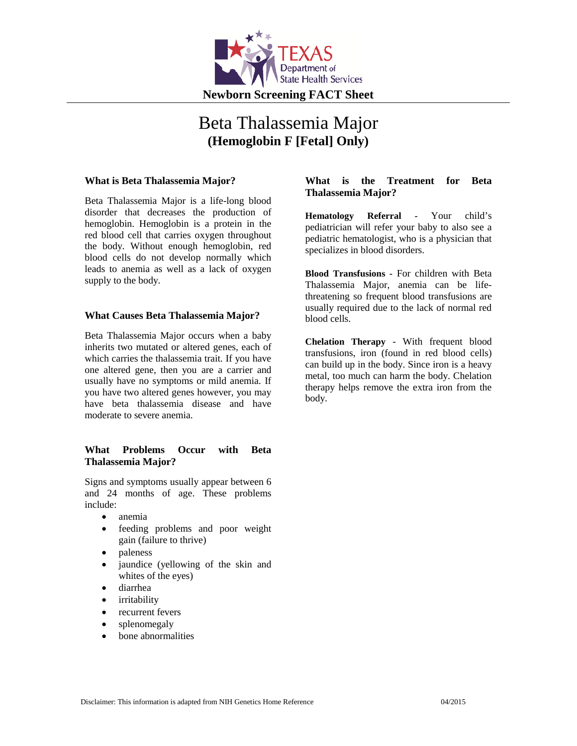Newborn Screening FACT Sheet

# Beta Thalassemia Major
## (Hemoglobin F [Fetal] Only)

### What is Beta Thalassemia Major?

Beta Thalassemia Major is a life-long blood disorder that decreases the production of hemoglobin. Hemoglobin is a protein in the red blood cell that carries oxygen throughout the body. Without enough hemoglobin, red blood cells do not develop normally which leads to anemia as well as a lack of oxygen supply to the body.

### What Causes Beta Thalassemia Major?

Beta Thalassemia Major occurs when a baby inherits two mutated or altered genes, each of which carries the thalassemia trait. If you have one altered gene, then you are a carrier and usually have no symptoms or mild anemia. If you have two altered genes however, you may have beta thalassemia disease and have moderate to severe anemia.

### What Problems Occur with Beta Thalassemia Major?

Signs and symptoms usually appear between 6 and 24 months of age. These problems include:

- anemia
- feeding problems and poor weight gain (failure to thrive)
- paleness
- jaundice (yellowing of the skin and whites of the eyes)
- diarrhea
- irritability
- recurrent fevers
- splenomegaly
- bone abnormalities

### What is the Treatment for Beta Thalassemia Major?

**Hematology Referral** - Your child's pediatrician will refer your baby to also see a pediatric hematologist, who is a physician that specializes in blood disorders.

**Blood Transfusions** - For children with Beta Thalassemia Major, anemia can be life-threatening so frequent blood transfusions are usually required due to the lack of normal red blood cells.

**Chelation Therapy** - With frequent blood transfusions, iron (found in red blood cells) can build up in the body. Since iron is a heavy metal, too much can harm the body. Chelation therapy helps remove the extra iron from the body.

Disclaimer: This information is adapted from NIH Genetics Home Reference 04/2015